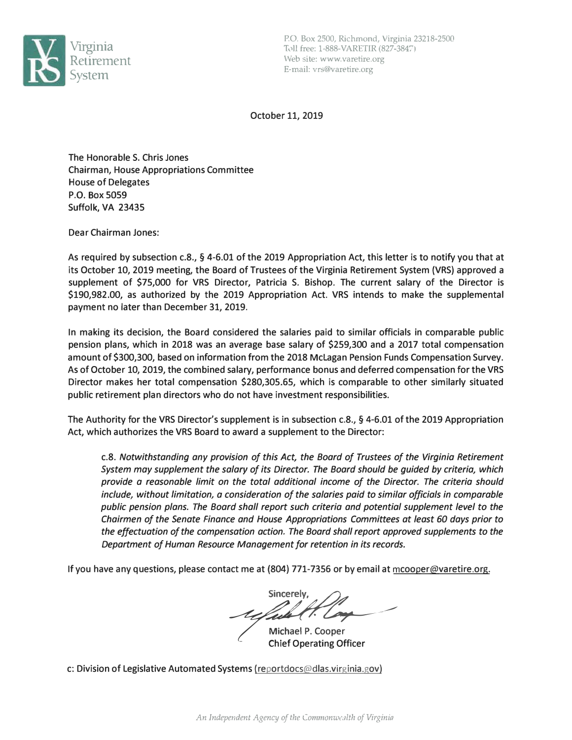Virginia Retirement System

P.O. Box 2500, Richmond, Virginia 23218-2500
Toll free: 1-888-VARETIR (827-3847)
Web site: www.varetire.org
E-mail: vrs@varetire.org

October 11, 2019

The Honorable S. Chris Jones
Chairman, House Appropriations Committee
House of Delegates
P.O. Box 5059
Suffolk, VA 23435

Dear Chairman Jones:

As required by subsection c.8., § 4-6.01 of the 2019 Appropriation Act, this letter is to notify you that at its October 10, 2019 meeting, the Board of Trustees of the Virginia Retirement System (VRS) approved a supplement of $75,000 for VRS Director, Patricia S. Bishop. The current salary of the Director is $190,982.00, as authorized by the 2019 Appropriation Act. VRS intends to make the supplemental payment no later than December 31, 2019.

In making its decision, the Board considered the salaries paid to similar officials in comparable public pension plans, which in 2018 was an average base salary of $259,300 and a 2017 total compensation amount of $300,300, based on information from the 2018 McLagan Pension Funds Compensation Survey. As of October 10, 2019, the combined salary, performance bonus and deferred compensation for the VRS Director makes her total compensation $280,305.65, which is comparable to other similarly situated public retirement plan directors who do not have investment responsibilities.

The Authority for the VRS Director's supplement is in subsection c.8., § 4-6.01 of the 2019 Appropriation Act, which authorizes the VRS Board to award a supplement to the Director:

> c.8. *Notwithstanding any provision of this Act, the Board of Trustees of the Virginia Retirement System may supplement the salary of its Director. The Board should be guided by criteria, which provide a reasonable limit on the total additional income of the Director. The criteria should include, without limitation, a consideration of the salaries paid to similar officials in comparable public pension plans. The Board shall report such criteria and potential supplement level to the Chairmen of the Senate Finance and House Appropriations Committees at least 60 days prior to the effectuation of the compensation action. The Board shall report approved supplements to the Department of Human Resource Management for retention in its records.*

If you have any questions, please contact me at (804) 771-7356 or by email at mcooper@varetire.org.

Sincerely,

Michael P. Cooper
**Chief Operating Officer**

c: Division of Legislative Automated Systems (reportdocs@dlas.virginia.gov)

*An Independent Agency of the Commonwealth of Virginia*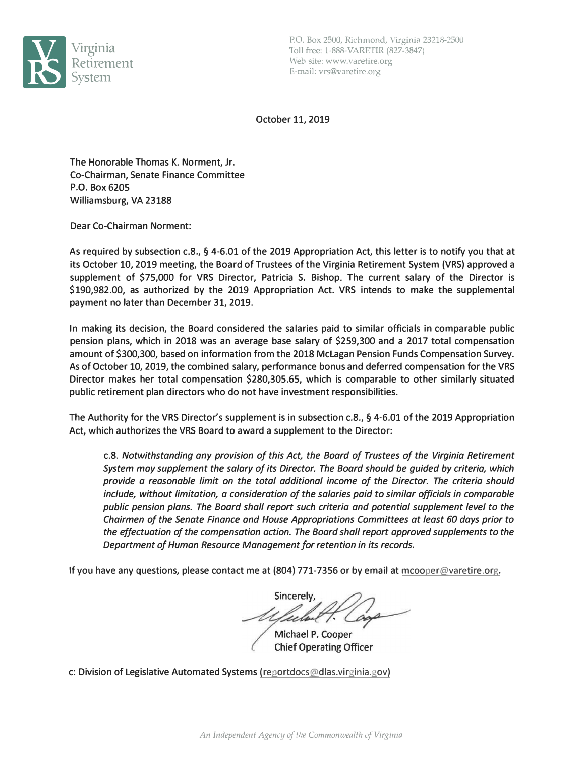Virginia Retirement System

P.O. Box 2500, Richmond, Virginia 23218-2500
Toll free: 1-888-VARETIR (827-3847)
Web site: www.varetire.org
E-mail: vrs@varetire.org

October 11, 2019

The Honorable Thomas K. Norment, Jr.
Co-Chairman, Senate Finance Committee
P.O. Box 6205
Williamsburg, VA 23188

Dear Co-Chairman Norment:

As required by subsection c.8., § 4-6.01 of the 2019 Appropriation Act, this letter is to notify you that at its October 10, 2019 meeting, the Board of Trustees of the Virginia Retirement System (VRS) approved a supplement of $75,000 for VRS Director, Patricia S. Bishop. The current salary of the Director is $190,982.00, as authorized by the 2019 Appropriation Act. VRS intends to make the supplemental payment no later than December 31, 2019.

In making its decision, the Board considered the salaries paid to similar officials in comparable public pension plans, which in 2018 was an average base salary of $259,300 and a 2017 total compensation amount of $300,300, based on information from the 2018 McLagan Pension Funds Compensation Survey. As of October 10, 2019, the combined salary, performance bonus and deferred compensation for the VRS Director makes her total compensation $280,305.65, which is comparable to other similarly situated public retirement plan directors who do not have investment responsibilities.

The Authority for the VRS Director's supplement is in subsection c.8., § 4-6.01 of the 2019 Appropriation Act, which authorizes the VRS Board to award a supplement to the Director:

> c.8. *Notwithstanding any provision of this Act, the Board of Trustees of the Virginia Retirement System may supplement the salary of its Director. The Board should be guided by criteria, which provide a reasonable limit on the total additional income of the Director. The criteria should include, without limitation, a consideration of the salaries paid to similar officials in comparable public pension plans. The Board shall report such criteria and potential supplement level to the Chairmen of the Senate Finance and House Appropriations Committees at least 60 days prior to the effectuation of the compensation action. The Board shall report approved supplements to the Department of Human Resource Management for retention in its records.*

If you have any questions, please contact me at (804) 771-7356 or by email at mcooper@varetire.org.

Sincerely,

Michael P. Cooper
Chief Operating Officer

c: Division of Legislative Automated Systems (reportdocs@dlas.virginia.gov)

*An Independent Agency of the Commonwealth of Virginia*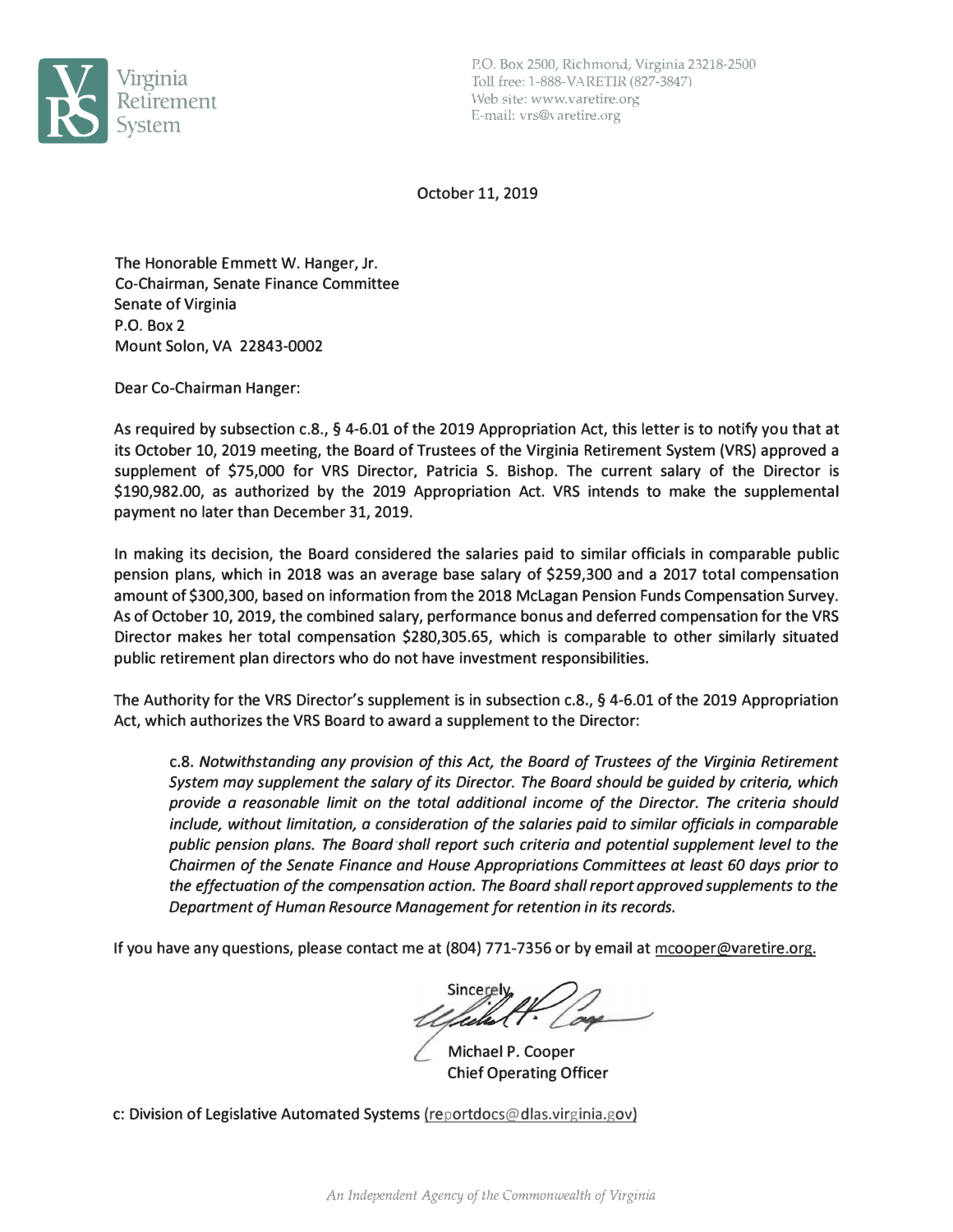Virginia Retirement System

P.O. Box 2500, Richmond, Virginia 23218-2500
Toll free: 1-888-VARETIR (827-3847)
Web site: www.varetire.org
E-mail: vrs@varetire.org

October 11, 2019

The Honorable Emmett W. Hanger, Jr.
Co-Chairman, Senate Finance Committee
Senate of Virginia
P.O. Box 2
Mount Solon, VA 22843-0002

Dear Co-Chairman Hanger:

As required by subsection c.8., § 4-6.01 of the 2019 Appropriation Act, this letter is to notify you that at its October 10, 2019 meeting, the Board of Trustees of the Virginia Retirement System (VRS) approved a supplement of $75,000 for VRS Director, Patricia S. Bishop. The current salary of the Director is $190,982.00, as authorized by the 2019 Appropriation Act. VRS intends to make the supplemental payment no later than December 31, 2019.

In making its decision, the Board considered the salaries paid to similar officials in comparable public pension plans, which in 2018 was an average base salary of $259,300 and a 2017 total compensation amount of $300,300, based on information from the 2018 McLagan Pension Funds Compensation Survey. As of October 10, 2019, the combined salary, performance bonus and deferred compensation for the VRS Director makes her total compensation $280,305.65, which is comparable to other similarly situated public retirement plan directors who do not have investment responsibilities.

The Authority for the VRS Director's supplement is in subsection c.8., § 4-6.01 of the 2019 Appropriation Act, which authorizes the VRS Board to award a supplement to the Director:

> c.8. *Notwithstanding any provision of this Act, the Board of Trustees of the Virginia Retirement System may supplement the salary of its Director. The Board should be guided by criteria, which provide a reasonable limit on the total additional income of the Director. The criteria should include, without limitation, a consideration of the salaries paid to similar officials in comparable public pension plans. The Board shall report such criteria and potential supplement level to the Chairmen of the Senate Finance and House Appropriations Committees at least 60 days prior to the effectuation of the compensation action. The Board shall report approved supplements to the Department of Human Resource Management for retention in its records.*

If you have any questions, please contact me at (804) 771-7356 or by email at mcooper@varetire.org.

Sincerely,

Michael P. Cooper
Chief Operating Officer

c: Division of Legislative Automated Systems (reportdocs@dlas.virginia.gov)

*An Independent Agency of the Commonwealth of Virginia*